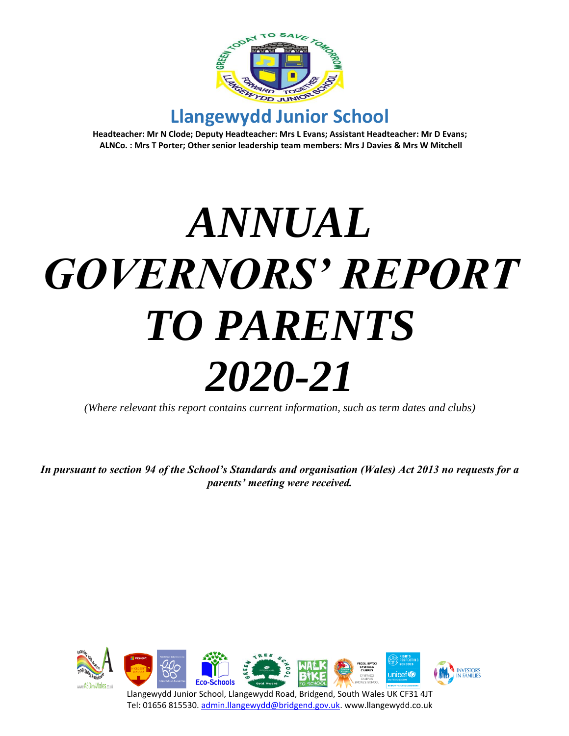# Llangewydd Junior School

**Headteacher: Mr N Clode; Deputy Headteacher: Mrs L Evans; Assistant Headteacher: Mr D Evans; ALNCo. : Mrs T Porter; Other senior leadership team members: Mrs J Davies & Mrs W Mitchell**

# *ANNUAL GOVERNORS' REPORT TO PARENTS 2020-21*

*(Where relevant this report contains current information, such as term dates and clubs)*

***In pursuant to section 94 of the School's Standards and organisation (Wales) Act 2013 no requests for a parents' meeting were received.***

Llangewydd Junior School, Llangewydd Road, Bridgend, South Wales UK CF31 4JT
Tel: 01656 815530. admin.llangewydd@bridgend.gov.uk. www.llangewydd.co.uk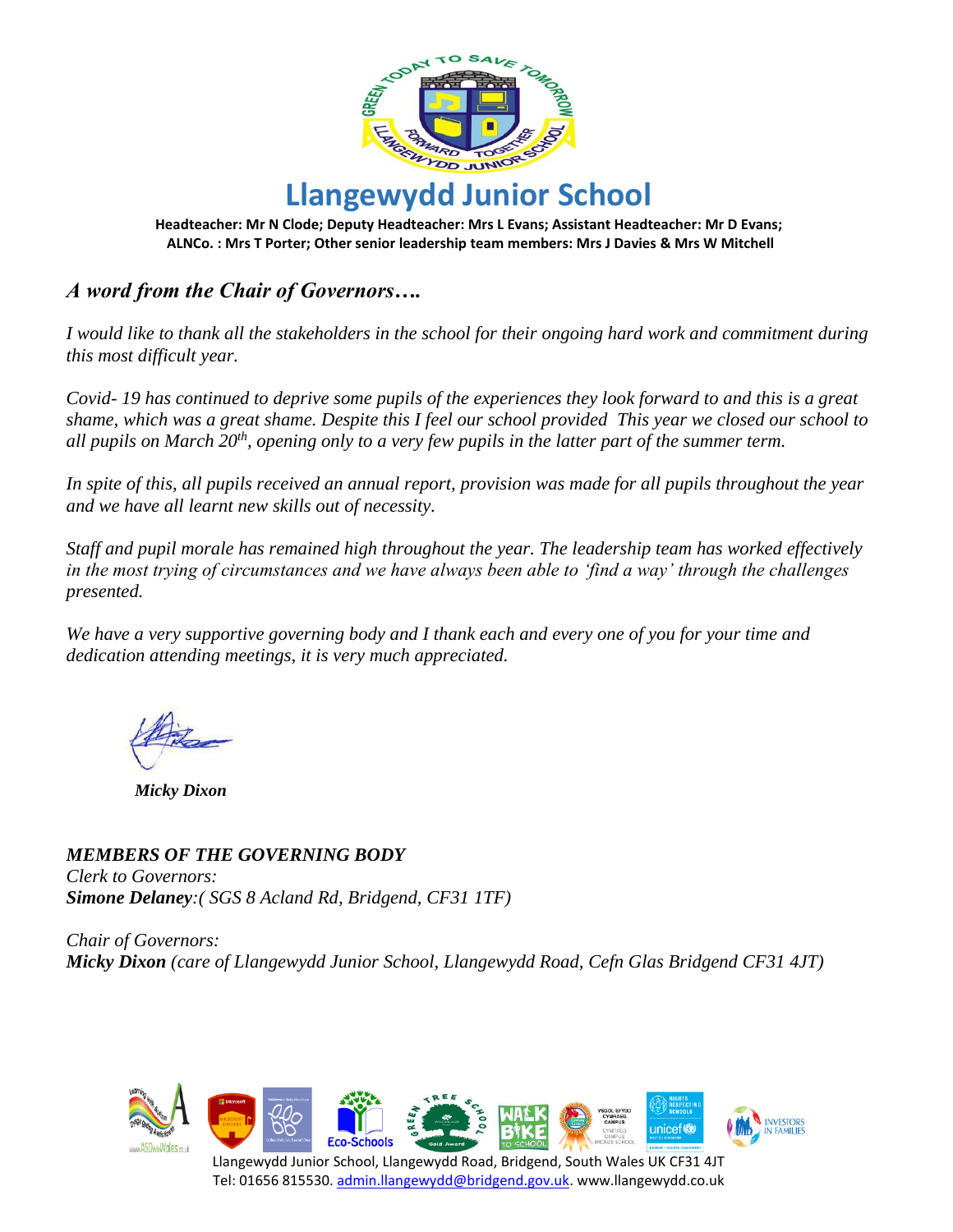# Llangewydd Junior School

**Headteacher: Mr N Clode; Deputy Headteacher: Mrs L Evans; Assistant Headteacher: Mr D Evans; ALNCo. : Mrs T Porter; Other senior leadership team members: Mrs J Davies & Mrs W Mitchell**

## *A word from the Chair of Governors….*

*I would like to thank all the stakeholders in the school for their ongoing hard work and commitment during this most difficult year.*

*Covid- 19 has continued to deprive some pupils of the experiences they look forward to and this is a great shame, which was a great shame. Despite this I feel our school provided This year we closed our school to all pupils on March 20th, opening only to a very few pupils in the latter part of the summer term.*

*In spite of this, all pupils received an annual report, provision was made for all pupils throughout the year and we have all learnt new skills out of necessity.*

*Staff and pupil morale has remained high throughout the year. The leadership team has worked effectively in the most trying of circumstances and we have always been able to 'find a way' through the challenges presented.*

*We have a very supportive governing body and I thank each and every one of you for your time and dedication attending meetings, it is very much appreciated.*

***Micky Dixon***

***MEMBERS OF THE GOVERNING BODY***

*Clerk to Governors:*
***Simone Delaney****:( SGS 8 Acland Rd, Bridgend, CF31 1TF)*

*Chair of Governors:*
***Micky Dixon*** *(care of Llangewydd Junior School, Llangewydd Road, Cefn Glas Bridgend CF31 4JT)*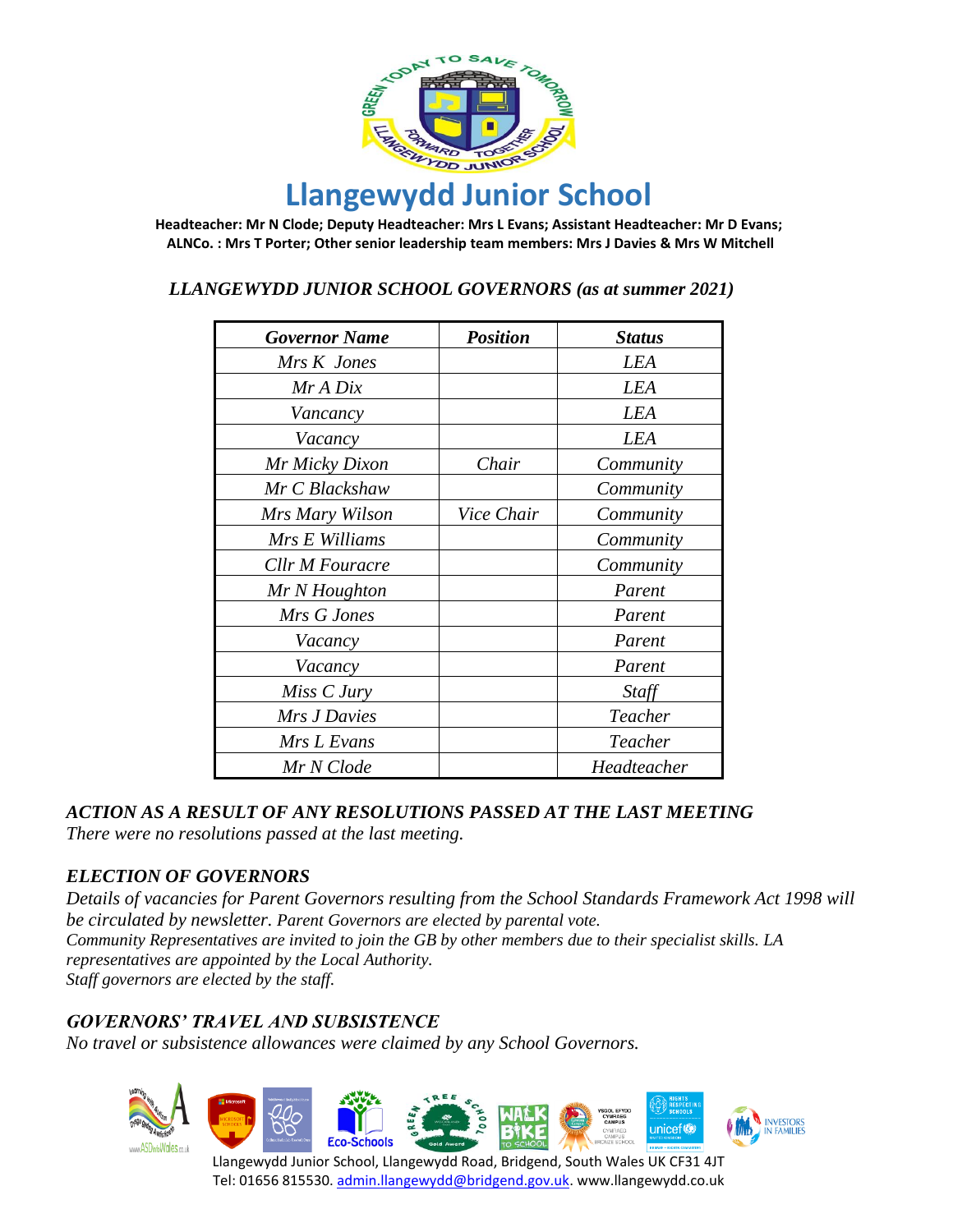# Llangewydd Junior School

**Headteacher: Mr N Clode; Deputy Headteacher: Mrs L Evans; Assistant Headteacher: Mr D Evans; ALNCo. : Mrs T Porter; Other senior leadership team members: Mrs J Davies & Mrs W Mitchell**

*LLANGEWYDD JUNIOR SCHOOL GOVERNORS (as at summer 2021)*

| ***Governor Name*** | ***Position*** | ***Status*** |
|---|---|---|
| *Mrs K Jones* | | *LEA* |
| *Mr A Dix* | | *LEA* |
| *Vancancy* | | *LEA* |
| *Vacancy* | | *LEA* |
| *Mr Micky Dixon* | *Chair* | *Community* |
| *Mr C Blackshaw* | | *Community* |
| *Mrs Mary Wilson* | *Vice Chair* | *Community* |
| *Mrs E Williams* | | *Community* |
| *Cllr M Fouracre* | | *Community* |
| *Mr N Houghton* | | *Parent* |
| *Mrs G Jones* | | *Parent* |
| *Vacancy* | | *Parent* |
| *Vacancy* | | *Parent* |
| *Miss C Jury* | | *Staff* |
| *Mrs J Davies* | | *Teacher* |
| *Mrs L Evans* | | *Teacher* |
| *Mr N Clode* | | *Headteacher* |

### *ACTION AS A RESULT OF ANY RESOLUTIONS PASSED AT THE LAST MEETING*

*There were no resolutions passed at the last meeting.*

### *ELECTION OF GOVERNORS*

*Details of vacancies for Parent Governors resulting from the School Standards Framework Act 1998 will be circulated by newsletter. Parent Governors are elected by parental vote.*
*Community Representatives are invited to join the GB by other members due to their specialist skills. LA representatives are appointed by the Local Authority.*
*Staff governors are elected by the staff.*

### *GOVERNORS' TRAVEL AND SUBSISTENCE*

*No travel or subsistence allowances were claimed by any School Governors.*

Llangewydd Junior School, Llangewydd Road, Bridgend, South Wales UK CF31 4JT
Tel: 01656 815530. admin.llangewydd@bridgend.gov.uk. www.llangewydd.co.uk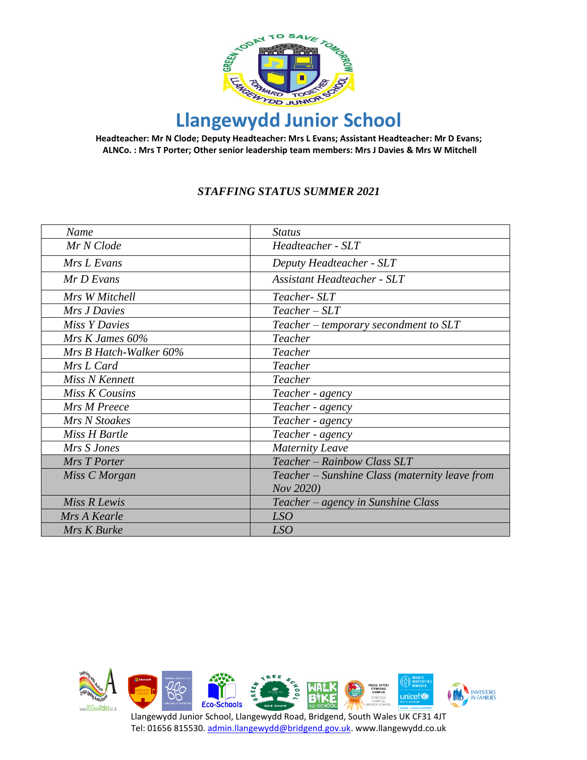# Llangewydd Junior School

**Headteacher: Mr N Clode; Deputy Headteacher: Mrs L Evans; Assistant Headteacher: Mr D Evans; ALNCo. : Mrs T Porter; Other senior leadership team members: Mrs J Davies & Mrs W Mitchell**

## *STAFFING STATUS SUMMER 2021*

| *Name* | *Status* |
|---|---|
| *Mr N Clode* | *Headteacher - SLT* |
| *Mrs L Evans* | *Deputy Headteacher - SLT* |
| *Mr D Evans* | *Assistant Headteacher - SLT* |
| *Mrs W Mitchell* | *Teacher- SLT* |
| *Mrs J Davies* | *Teacher – SLT* |
| *Miss Y Davies* | *Teacher – temporary secondment to SLT* |
| *Mrs K James 60%* | *Teacher* |
| *Mrs B Hatch-Walker 60%* | *Teacher* |
| *Mrs L Card* | *Teacher* |
| *Miss N Kennett* | *Teacher* |
| *Miss K Cousins* | *Teacher - agency* |
| *Mrs M Preece* | *Teacher - agency* |
| *Mrs N Stoakes* | *Teacher - agency* |
| *Miss H Bartle* | *Teacher - agency* |
| *Mrs S Jones* | *Maternity Leave* |
| *Mrs T Porter* | *Teacher – Rainbow Class SLT* |
| *Miss C Morgan* | *Teacher – Sunshine Class (maternity leave from Nov 2020)* |
| *Miss R Lewis* | *Teacher – agency in Sunshine Class* |
| *Mrs A Kearle* | *LSO* |
| *Mrs K Burke* | *LSO* |

Llangewydd Junior School, Llangewydd Road, Bridgend, South Wales UK CF31 4JT
Tel: 01656 815530. admin.llangewydd@bridgend.gov.uk. www.llangewydd.co.uk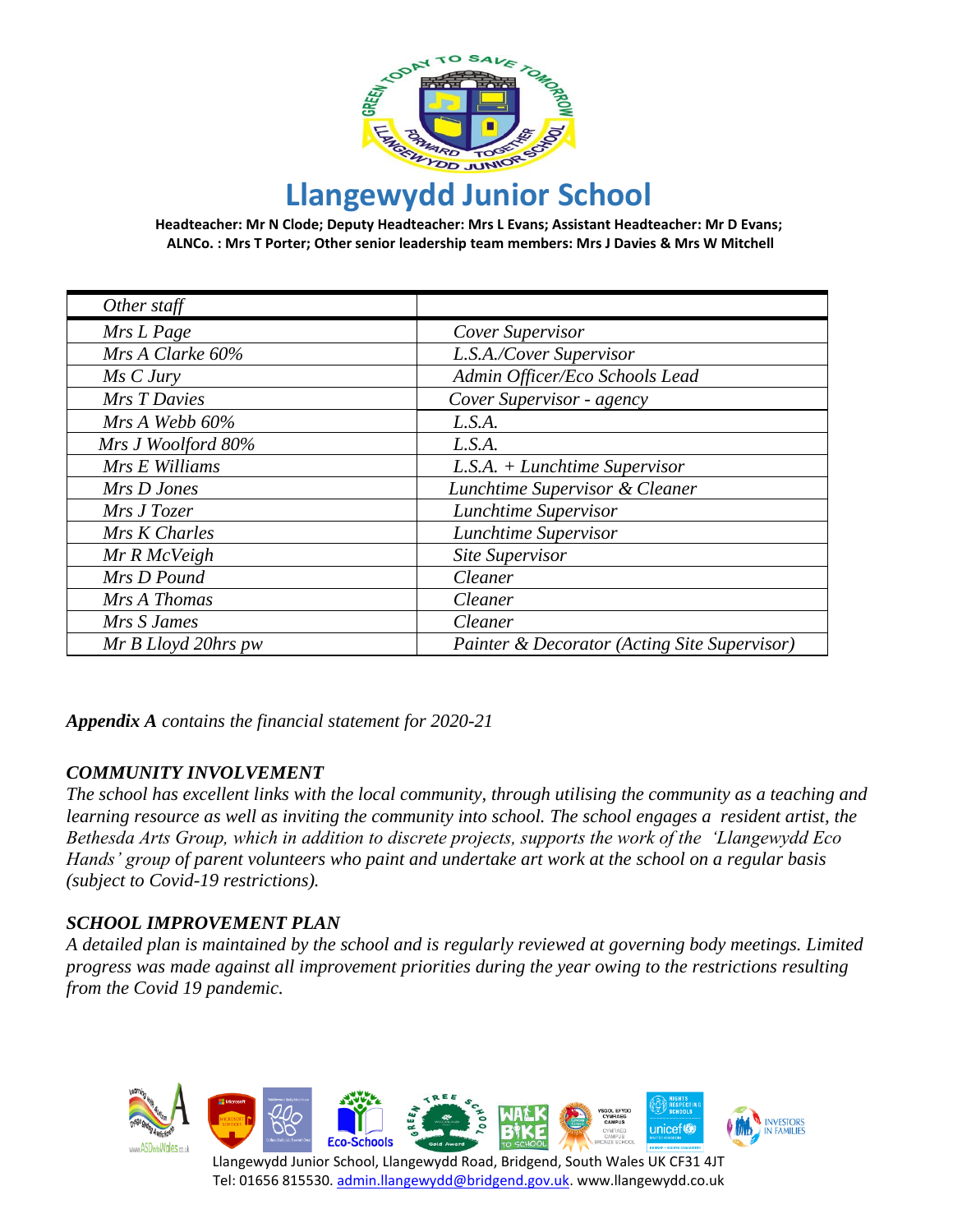# Llangewydd Junior School

**Headteacher: Mr N Clode; Deputy Headteacher: Mrs L Evans; Assistant Headteacher: Mr D Evans; ALNCo. : Mrs T Porter; Other senior leadership team members: Mrs J Davies & Mrs W Mitchell**

| *Other staff* | |
|---|---|
| *Mrs L Page* | *Cover Supervisor* |
| *Mrs A Clarke 60%* | *L.S.A./Cover Supervisor* |
| *Ms C Jury* | *Admin Officer/Eco Schools Lead* |
| *Mrs T Davies* | *Cover Supervisor - agency* |
| *Mrs A Webb 60%* | *L.S.A.* |
| *Mrs J Woolford 80%* | *L.S.A.* |
| *Mrs E Williams* | *L.S.A. + Lunchtime Supervisor* |
| *Mrs D Jones* | *Lunchtime Supervisor & Cleaner* |
| *Mrs J Tozer* | *Lunchtime Supervisor* |
| *Mrs K Charles* | *Lunchtime Supervisor* |
| *Mr R McVeigh* | *Site Supervisor* |
| *Mrs D Pound* | *Cleaner* |
| *Mrs A Thomas* | *Cleaner* |
| *Mrs S James* | *Cleaner* |
| *Mr B Lloyd 20hrs pw* | *Painter & Decorator (Acting Site Supervisor)* |

***Appendix A** contains the financial statement for 2020-21*

## *COMMUNITY INVOLVEMENT*

*The school has excellent links with the local community, through utilising the community as a teaching and learning resource as well as inviting the community into school. The school engages a resident artist, the Bethesda Arts Group, which in addition to discrete projects, supports the work of the 'Llangewydd Eco Hands' group of parent volunteers who paint and undertake art work at the school on a regular basis (subject to Covid-19 restrictions).*

## *SCHOOL IMPROVEMENT PLAN*

*A detailed plan is maintained by the school and is regularly reviewed at governing body meetings. Limited progress was made against all improvement priorities during the year owing to the restrictions resulting from the Covid 19 pandemic.*

Llangewydd Junior School, Llangewydd Road, Bridgend, South Wales UK CF31 4JT
Tel: 01656 815530. admin.llangewydd@bridgend.gov.uk. www.llangewydd.co.uk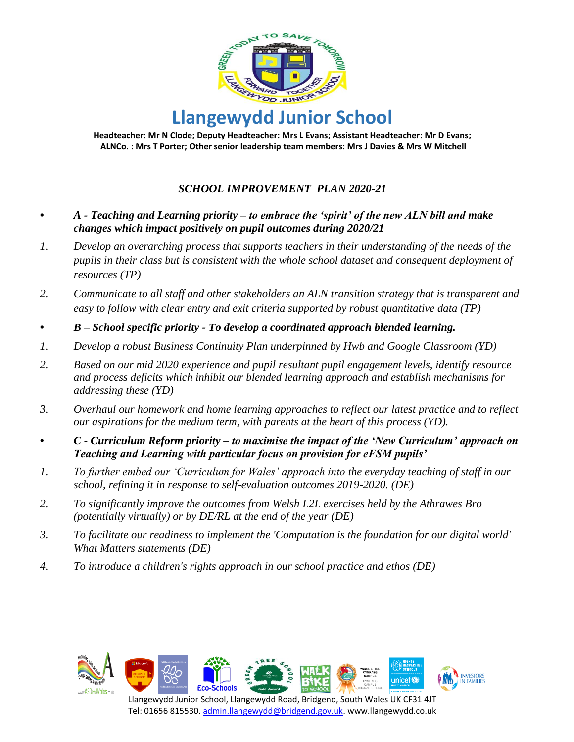# Llangewydd Junior School

**Headteacher: Mr N Clode; Deputy Headteacher: Mrs L Evans; Assistant Headteacher: Mr D Evans; ALNCo. : Mrs T Porter; Other senior leadership team members: Mrs J Davies & Mrs W Mitchell**

## *SCHOOL IMPROVEMENT PLAN 2020-21*

- ***A - Teaching and Learning priority – to embrace the 'spirit' of the new ALN bill and make changes which impact positively on pupil outcomes during 2020/21***

1. *Develop an overarching process that supports teachers in their understanding of the needs of the pupils in their class but is consistent with the whole school dataset and consequent deployment of resources (TP)*
2. *Communicate to all staff and other stakeholders an ALN transition strategy that is transparent and easy to follow with clear entry and exit criteria supported by robust quantitative data (TP)*

- ***B – School specific priority - To develop a coordinated approach blended learning.***

1. *Develop a robust Business Continuity Plan underpinned by Hwb and Google Classroom (YD)*
2. *Based on our mid 2020 experience and pupil resultant pupil engagement levels, identify resource and process deficits which inhibit our blended learning approach and establish mechanisms for addressing these (YD)*
3. *Overhaul our homework and home learning approaches to reflect our latest practice and to reflect our aspirations for the medium term, with parents at the heart of this process (YD).*

- ***C - Curriculum Reform priority – to maximise the impact of the 'New Curriculum' approach on Teaching and Learning with particular focus on provision for eFSM pupils'***

1. *To further embed our 'Curriculum for Wales' approach into the everyday teaching of staff in our school, refining it in response to self-evaluation outcomes 2019-2020. (DE)*
2. *To significantly improve the outcomes from Welsh L2L exercises held by the Athrawes Bro (potentially virtually) or by DE/RL at the end of the year (DE)*
3. *To facilitate our readiness to implement the 'Computation is the foundation for our digital world' What Matters statements (DE)*
4. *To introduce a children's rights approach in our school practice and ethos (DE)*

Llangewydd Junior School, Llangewydd Road, Bridgend, South Wales UK CF31 4JT
Tel: 01656 815530. admin.llangewydd@bridgend.gov.uk. www.llangewydd.co.uk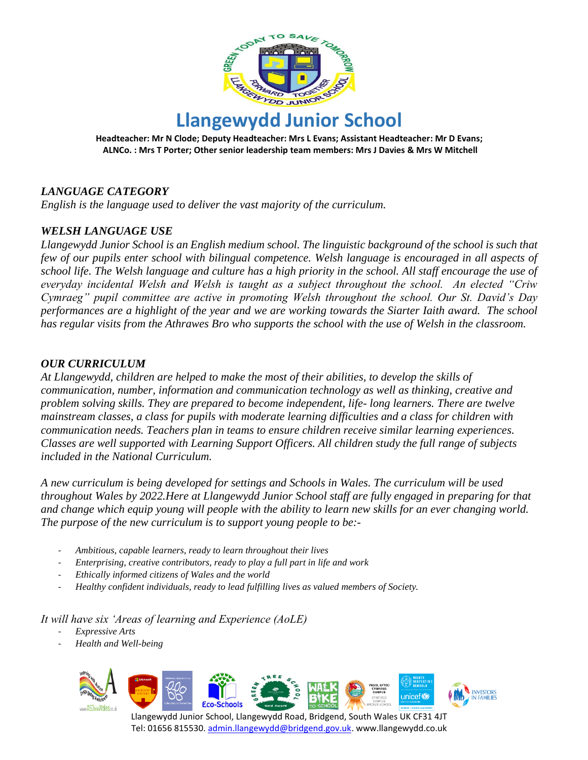# Llangewydd Junior School

**Headteacher: Mr N Clode; Deputy Headteacher: Mrs L Evans; Assistant Headteacher: Mr D Evans; ALNCo. : Mrs T Porter; Other senior leadership team members: Mrs J Davies & Mrs W Mitchell**

### *LANGUAGE CATEGORY*

*English is the language used to deliver the vast majority of the curriculum.*

### *WELSH LANGUAGE USE*

*Llangewydd Junior School is an English medium school. The linguistic background of the school is such that few of our pupils enter school with bilingual competence. Welsh language is encouraged in all aspects of school life. The Welsh language and culture has a high priority in the school. All staff encourage the use of everyday incidental Welsh and Welsh is taught as a subject throughout the school. An elected "Criw Cymraeg" pupil committee are active in promoting Welsh throughout the school. Our St. David's Day performances are a highlight of the year and we are working towards the Siarter Iaith award. The school has regular visits from the Athrawes Bro who supports the school with the use of Welsh in the classroom.*

### *OUR CURRICULUM*

*At Llangewydd, children are helped to make the most of their abilities, to develop the skills of communication, number, information and communication technology as well as thinking, creative and problem solving skills. They are prepared to become independent, life- long learners. There are twelve mainstream classes, a class for pupils with moderate learning difficulties and a class for children with communication needs. Teachers plan in teams to ensure children receive similar learning experiences. Classes are well supported with Learning Support Officers. All children study the full range of subjects included in the National Curriculum.*

*A new curriculum is being developed for settings and Schools in Wales. The curriculum will be used throughout Wales by 2022.Here at Llangewydd Junior School staff are fully engaged in preparing for that and change which equip young will people with the ability to learn new skills for an ever changing world. The purpose of the new curriculum is to support young people to be:-*

- *Ambitious, capable learners, ready to learn throughout their lives*
- *Enterprising, creative contributors, ready to play a full part in life and work*
- *Ethically informed citizens of Wales and the world*
- *Healthy confident individuals, ready to lead fulfilling lives as valued members of Society.*

*It will have six 'Areas of learning and Experience (AoLE)*

- *Expressive Arts*
- *Health and Well-being*

Llangewydd Junior School, Llangewydd Road, Bridgend, South Wales UK CF31 4JT
Tel: 01656 815530. admin.llangewydd@bridgend.gov.uk. www.llangewydd.co.uk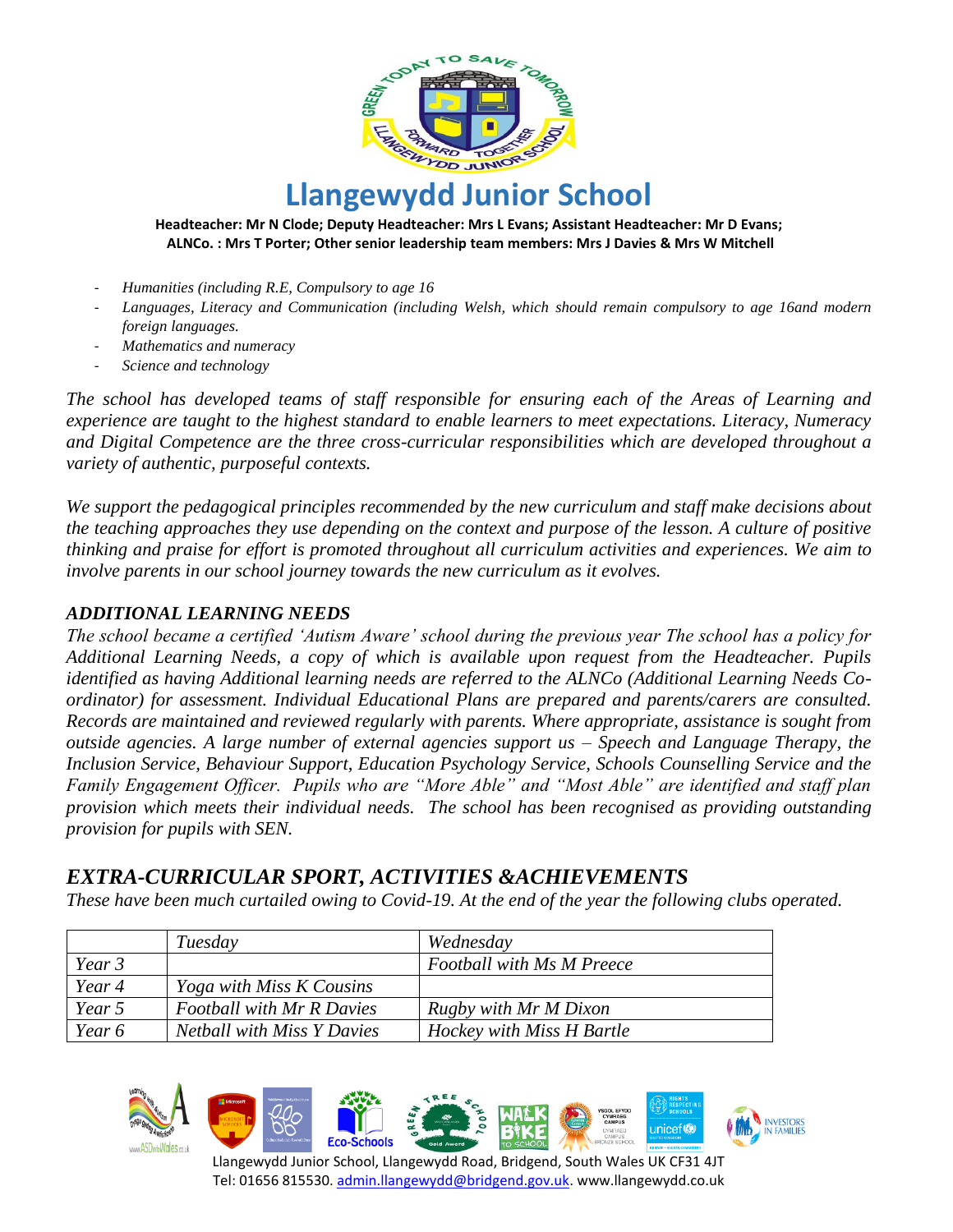- *Humanities (including R.E, Compulsory to age 16*
- *Languages, Literacy and Communication (including Welsh, which should remain compulsory to age 16and modern foreign languages.*
- *Mathematics and numeracy*
- *Science and technology*

*The school has developed teams of staff responsible for ensuring each of the Areas of Learning and experience are taught to the highest standard to enable learners to meet expectations. Literacy, Numeracy and Digital Competence are the three cross-curricular responsibilities which are developed throughout a variety of authentic, purposeful contexts.*

*We support the pedagogical principles recommended by the new curriculum and staff make decisions about the teaching approaches they use depending on the context and purpose of the lesson. A culture of positive thinking and praise for effort is promoted throughout all curriculum activities and experiences. We aim to involve parents in our school journey towards the new curriculum as it evolves.*

### *ADDITIONAL LEARNING NEEDS*

*The school became a certified 'Autism Aware' school during the previous year The school has a policy for Additional Learning Needs, a copy of which is available upon request from the Headteacher. Pupils identified as having Additional learning needs are referred to the ALNCo (Additional Learning Needs Co-ordinator) for assessment. Individual Educational Plans are prepared and parents/carers are consulted. Records are maintained and reviewed regularly with parents. Where appropriate, assistance is sought from outside agencies. A large number of external agencies support us – Speech and Language Therapy, the Inclusion Service, Behaviour Support, Education Psychology Service, Schools Counselling Service and the Family Engagement Officer. Pupils who are "More Able" and "Most Able" are identified and staff plan provision which meets their individual needs. The school has been recognised as providing outstanding provision for pupils with SEN.*

## *EXTRA-CURRICULAR SPORT, ACTIVITIES &ACHIEVEMENTS*

*These have been much curtailed owing to Covid-19. At the end of the year the following clubs operated.*

| | *Tuesday* | *Wednesday* |
|---|---|---|
| *Year 3* | | *Football with Ms M Preece* |
| *Year 4* | *Yoga with Miss K Cousins* | |
| *Year 5* | *Football with Mr R Davies* | *Rugby with Mr M Dixon* |
| *Year 6* | *Netball with Miss Y Davies* | *Hockey with Miss H Bartle* |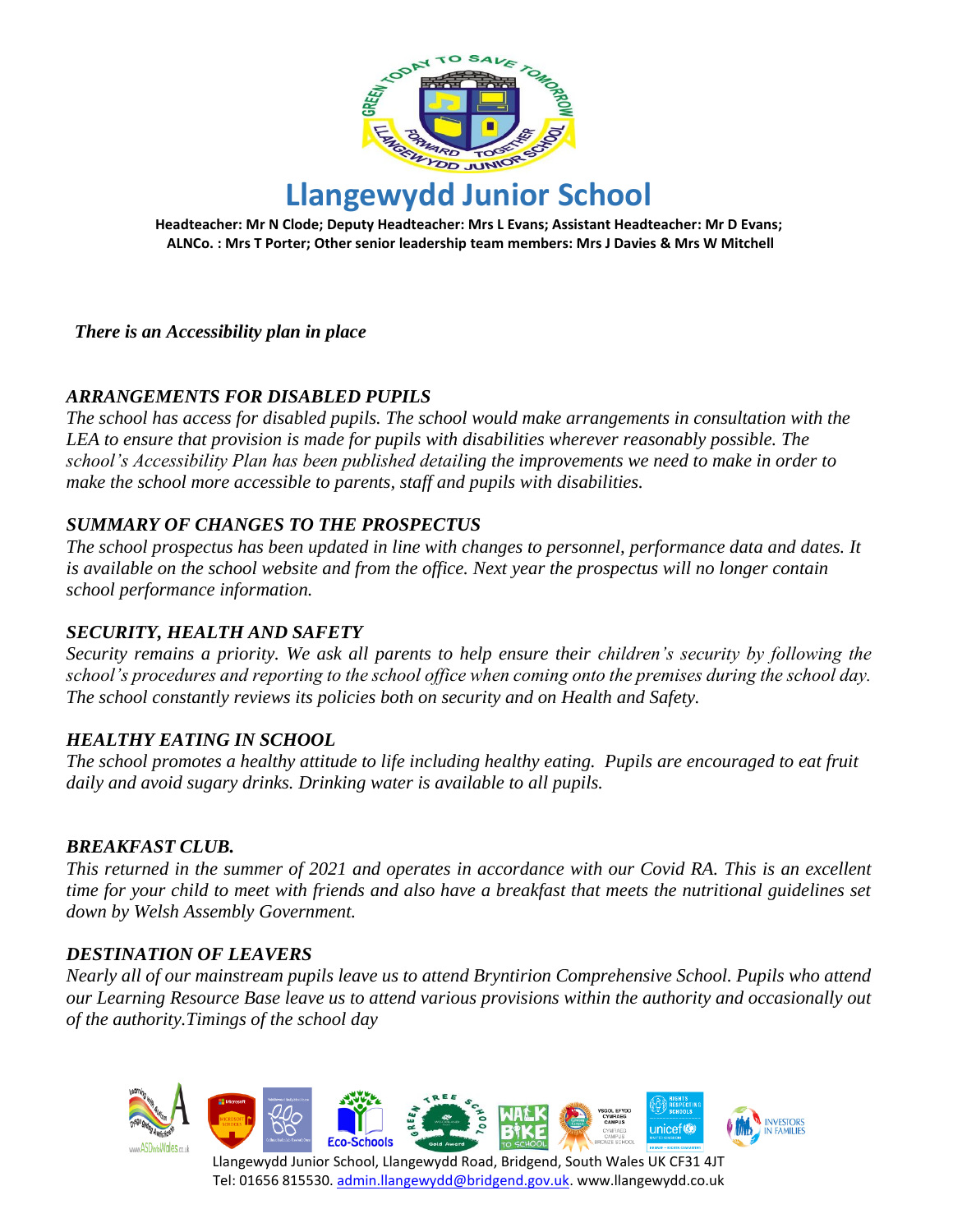# Llangewydd Junior School

**Headteacher: Mr N Clode; Deputy Headteacher: Mrs L Evans; Assistant Headteacher: Mr D Evans; ALNCo. : Mrs T Porter; Other senior leadership team members: Mrs J Davies & Mrs W Mitchell**

***There is an Accessibility plan in place***

### *ARRANGEMENTS FOR DISABLED PUPILS*

*The school has access for disabled pupils. The school would make arrangements in consultation with the LEA to ensure that provision is made for pupils with disabilities wherever reasonably possible. The school's Accessibility Plan has been published detailing the improvements we need to make in order to make the school more accessible to parents, staff and pupils with disabilities.*

### *SUMMARY OF CHANGES TO THE PROSPECTUS*

*The school prospectus has been updated in line with changes to personnel, performance data and dates. It is available on the school website and from the office. Next year the prospectus will no longer contain school performance information.*

### *SECURITY, HEALTH AND SAFETY*

*Security remains a priority. We ask all parents to help ensure their children's security by following the school's procedures and reporting to the school office when coming onto the premises during the school day. The school constantly reviews its policies both on security and on Health and Safety.*

### *HEALTHY EATING IN SCHOOL*

*The school promotes a healthy attitude to life including healthy eating. Pupils are encouraged to eat fruit daily and avoid sugary drinks. Drinking water is available to all pupils.*

### *BREAKFAST CLUB.*

*This returned in the summer of 2021 and operates in accordance with our Covid RA. This is an excellent time for your child to meet with friends and also have a breakfast that meets the nutritional guidelines set down by Welsh Assembly Government.*

### *DESTINATION OF LEAVERS*

*Nearly all of our mainstream pupils leave us to attend Bryntirion Comprehensive School. Pupils who attend our Learning Resource Base leave us to attend various provisions within the authority and occasionally out of the authority.Timings of the school day*

Llangewydd Junior School, Llangewydd Road, Bridgend, South Wales UK CF31 4JT
Tel: 01656 815530. admin.llangewydd@bridgend.gov.uk. www.llangewydd.co.uk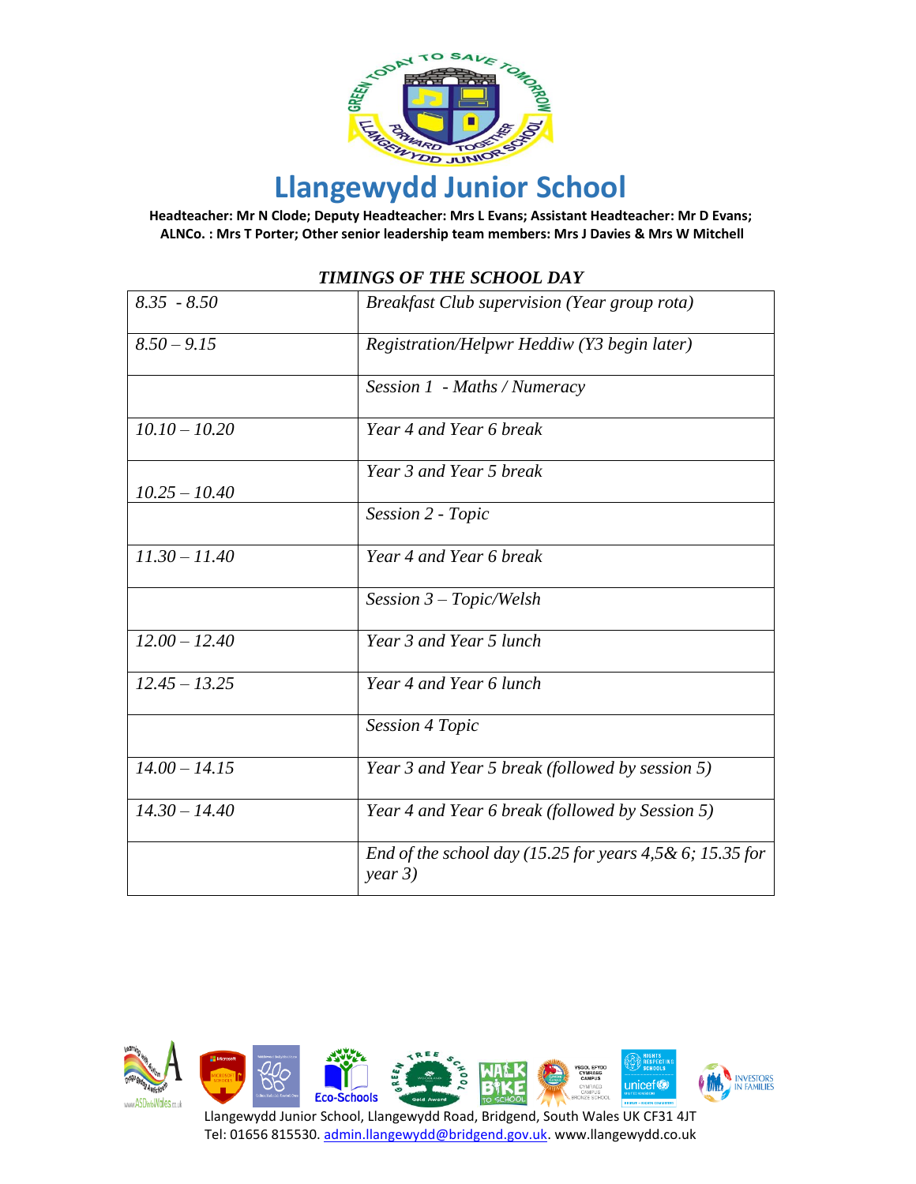# Llangewydd Junior School

**Headteacher: Mr N Clode; Deputy Headteacher: Mrs L Evans; Assistant Headteacher: Mr D Evans; ALNCo. : Mrs T Porter; Other senior leadership team members: Mrs J Davies & Mrs W Mitchell**

## *TIMINGS OF THE SCHOOL DAY*

| | |
|---|---|
| *8.35 - 8.50* | *Breakfast Club supervision (Year group rota)* |
| *8.50 – 9.15* | *Registration/Helpwr Heddiw (Y3 begin later)* |
| | *Session 1 - Maths / Numeracy* |
| *10.10 – 10.20* | *Year 4 and Year 6 break* |
| *10.25 – 10.40* | *Year 3 and Year 5 break* |
| | *Session 2 - Topic* |
| *11.30 – 11.40* | *Year 4 and Year 6 break* |
| | *Session 3 – Topic/Welsh* |
| *12.00 – 12.40* | *Year 3 and Year 5 lunch* |
| *12.45 – 13.25* | *Year 4 and Year 6 lunch* |
| | *Session 4 Topic* |
| *14.00 – 14.15* | *Year 3 and Year 5 break (followed by session 5)* |
| *14.30 – 14.40* | *Year 4 and Year 6 break (followed by Session 5)* |
| | *End of the school day (15.25 for years 4,5& 6; 15.35 for year 3)* |

Llangewydd Junior School, Llangewydd Road, Bridgend, South Wales UK CF31 4JT
Tel: 01656 815530. admin.llangewydd@bridgend.gov.uk. www.llangewydd.co.uk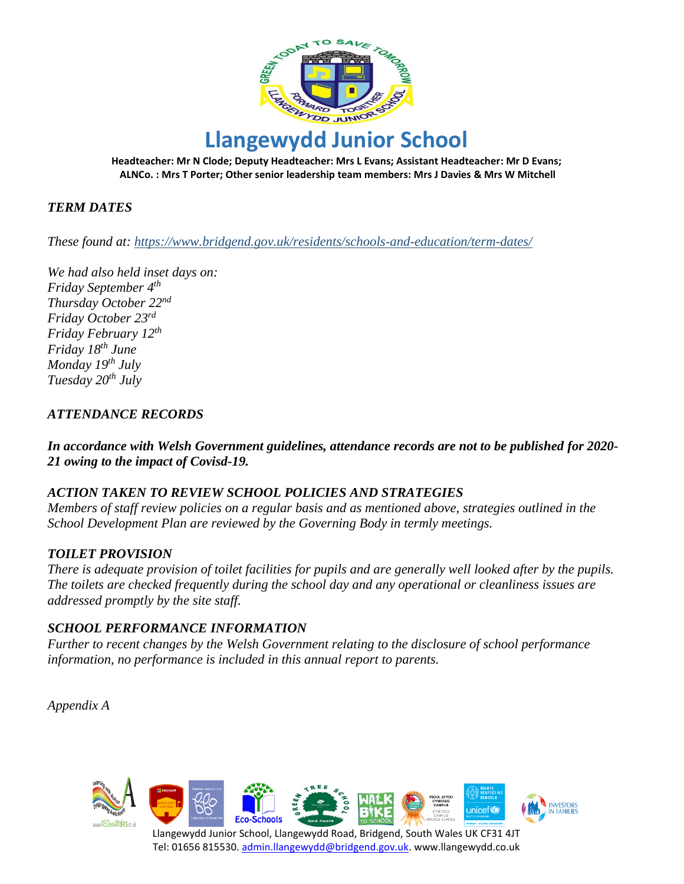# Llangewydd Junior School

**Headteacher: Mr N Clode; Deputy Headteacher: Mrs L Evans; Assistant Headteacher: Mr D Evans; ALNCo. : Mrs T Porter; Other senior leadership team members: Mrs J Davies & Mrs W Mitchell**

## *TERM DATES*

*These found at: https://www.bridgend.gov.uk/residents/schools-and-education/term-dates/*

*We had also held inset days on:*
*Friday September 4th*
*Thursday October 22nd*
*Friday October 23rd*
*Friday February 12th*
*Friday 18th June*
*Monday 19th July*
*Tuesday 20th July*

## *ATTENDANCE RECORDS*

***In accordance with Welsh Government guidelines, attendance records are not to be published for 2020-21 owing to the impact of Covisd-19.***

## *ACTION TAKEN TO REVIEW SCHOOL POLICIES AND STRATEGIES*

*Members of staff review policies on a regular basis and as mentioned above, strategies outlined in the School Development Plan are reviewed by the Governing Body in termly meetings.*

## *TOILET PROVISION*

*There is adequate provision of toilet facilities for pupils and are generally well looked after by the pupils. The toilets are checked frequently during the school day and any operational or cleanliness issues are addressed promptly by the site staff.*

## *SCHOOL PERFORMANCE INFORMATION*

*Further to recent changes by the Welsh Government relating to the disclosure of school performance information, no performance is included in this annual report to parents.*

*Appendix A*

Llangewydd Junior School, Llangewydd Road, Bridgend, South Wales UK CF31 4JT
Tel: 01656 815530. admin.llangewydd@bridgend.gov.uk. www.llangewydd.co.uk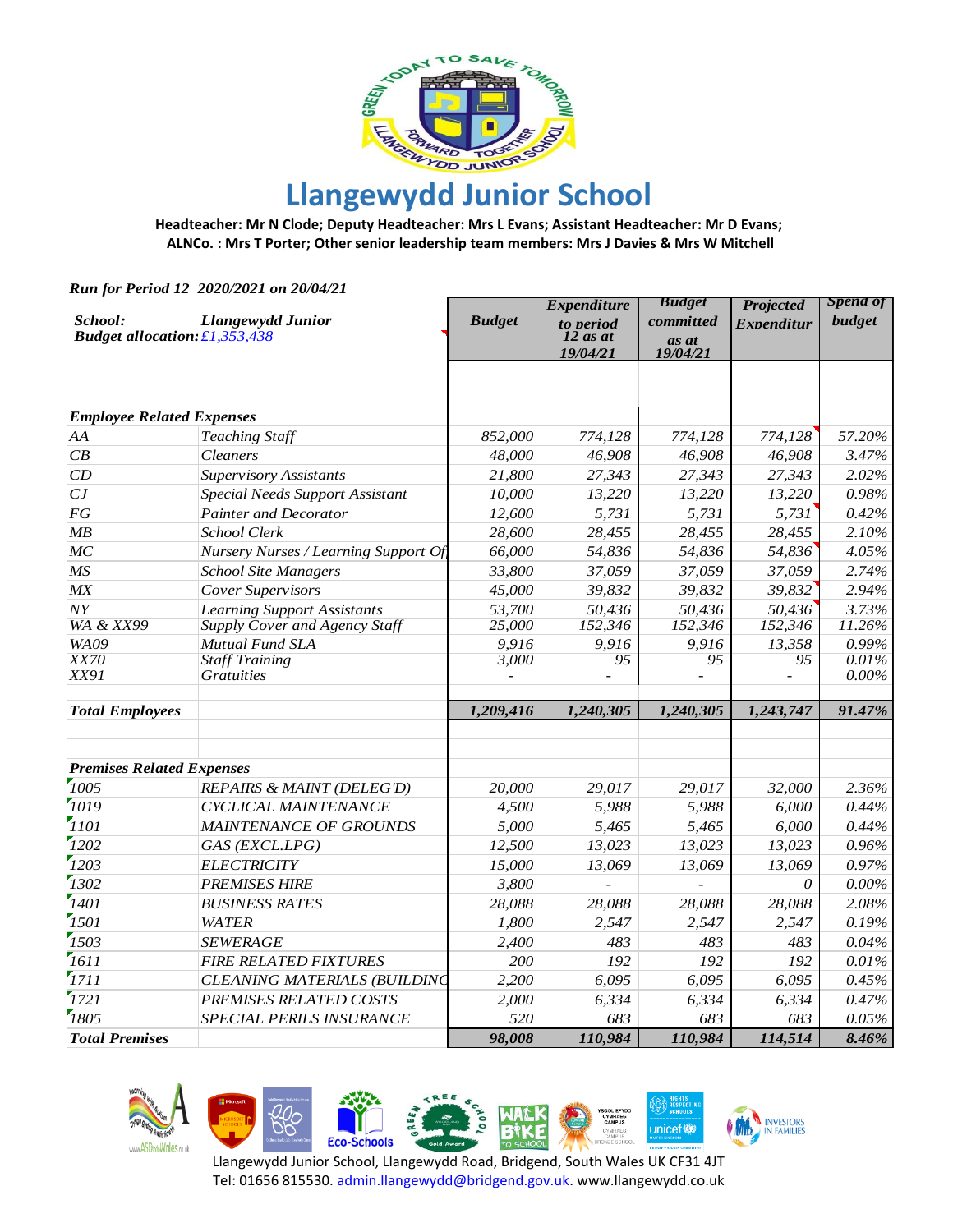# Llangewydd Junior School

**Headteacher: Mr N Clode; Deputy Headteacher: Mrs L Evans; Assistant Headteacher: Mr D Evans; ALNCo. : Mrs T Porter; Other senior leadership team members: Mrs J Davies & Mrs W Mitchell**

*Run for Period 12 2020/2021 on 20/04/21*

| ***School:*** | ***Llangewydd Junior*** | ***Budget*** | ***Expenditure to period 12 as at 19/04/21*** | ***Budget committed as at 19/04/21*** | ***Projected Expenditur*** | ***Spend of budget*** |
|---|---|---|---|---|---|---|
| ***Budget allocation:*** | *£1,353,438* | | | | | |
| ***Employee Related Expenses*** | | | | | | |
| *AA* | *Teaching Staff* | *852,000* | *774,128* | *774,128* | *774,128* | *57.20%* |
| *CB* | *Cleaners* | *48,000* | *46,908* | *46,908* | *46,908* | *3.47%* |
| *CD* | *Supervisory Assistants* | *21,800* | *27,343* | *27,343* | *27,343* | *2.02%* |
| *CJ* | *Special Needs Support Assistant* | *10,000* | *13,220* | *13,220* | *13,220* | *0.98%* |
| *FG* | *Painter and Decorator* | *12,600* | *5,731* | *5,731* | *5,731* | *0.42%* |
| *MB* | *School Clerk* | *28,600* | *28,455* | *28,455* | *28,455* | *2.10%* |
| *MC* | *Nursery Nurses / Learning Support Of* | *66,000* | *54,836* | *54,836* | *54,836* | *4.05%* |
| *MS* | *School Site Managers* | *33,800* | *37,059* | *37,059* | *37,059* | *2.74%* |
| *MX* | *Cover Supervisors* | *45,000* | *39,832* | *39,832* | *39,832* | *2.94%* |
| *NY* | *Learning Support Assistants* | *53,700* | *50,436* | *50,436* | *50,436* | *3.73%* |
| *WA & XX99* | *Supply Cover and Agency Staff* | *25,000* | *152,346* | *152,346* | *152,346* | *11.26%* |
| *WA09* | *Mutual Fund SLA* | *9,916* | *9,916* | *9,916* | *13,358* | *0.99%* |
| *XX70* | *Staff Training* | *3,000* | *95* | *95* | *95* | *0.01%* |
| *XX91* | *Gratuities* | *-* | *-* | *-* | *-* | *0.00%* |
| ***Total Employees*** | | ***1,209,416*** | ***1,240,305*** | ***1,240,305*** | ***1,243,747*** | ***91.47%*** |
| ***Premises Related Expenses*** | | | | | | |
| *1005* | *REPAIRS & MAINT (DELEG'D)* | *20,000* | *29,017* | *29,017* | *32,000* | *2.36%* |
| *1019* | *CYCLICAL MAINTENANCE* | *4,500* | *5,988* | *5,988* | *6,000* | *0.44%* |
| *1101* | *MAINTENANCE OF GROUNDS* | *5,000* | *5,465* | *5,465* | *6,000* | *0.44%* |
| *1202* | *GAS (EXCL.LPG)* | *12,500* | *13,023* | *13,023* | *13,023* | *0.96%* |
| *1203* | *ELECTRICITY* | *15,000* | *13,069* | *13,069* | *13,069* | *0.97%* |
| *1302* | *PREMISES HIRE* | *3,800* | *-* | *-* | *0* | *0.00%* |
| *1401* | *BUSINESS RATES* | *28,088* | *28,088* | *28,088* | *28,088* | *2.08%* |
| *1501* | *WATER* | *1,800* | *2,547* | *2,547* | *2,547* | *0.19%* |
| *1503* | *SEWERAGE* | *2,400* | *483* | *483* | *483* | *0.04%* |
| *1611* | *FIRE RELATED FIXTURES* | *200* | *192* | *192* | *192* | *0.01%* |
| *1711* | *CLEANING MATERIALS (BUILDINC* | *2,200* | *6,095* | *6,095* | *6,095* | *0.45%* |
| *1721* | *PREMISES RELATED COSTS* | *2,000* | *6,334* | *6,334* | *6,334* | *0.47%* |
| *1805* | *SPECIAL PERILS INSURANCE* | *520* | *683* | *683* | *683* | *0.05%* |
| ***Total Premises*** | | ***98,008*** | ***110,984*** | ***110,984*** | ***114,514*** | ***8.46%*** |

Llangewydd Junior School, Llangewydd Road, Bridgend, South Wales UK CF31 4JT
Tel: 01656 815530. admin.llangewydd@bridgend.gov.uk. www.llangewydd.co.uk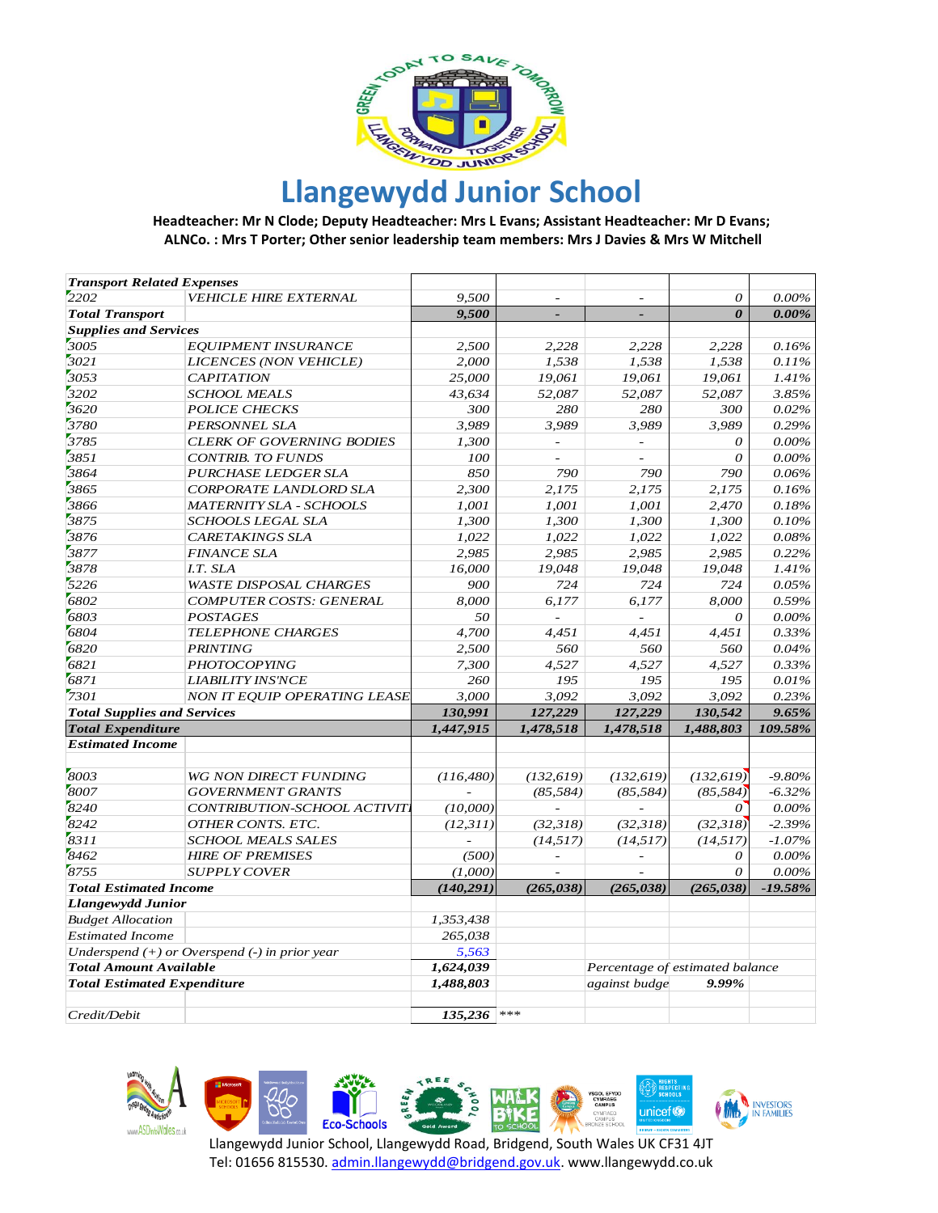# Llangewydd Junior School

**Headteacher: Mr N Clode; Deputy Headteacher: Mrs L Evans; Assistant Headteacher: Mr D Evans; ALNCo. : Mrs T Porter; Other senior leadership team members: Mrs J Davies & Mrs W Mitchell**

| | | | | | | |
|---|---|---|---|---|---|---|
| ***Transport Related Expenses*** | | | | | | |
| *2202* | *VEHICLE HIRE EXTERNAL* | *9,500* | *-* | *-* | *0* | *0.00%* |
| ***Total Transport*** | | ***9,500*** | ***-*** | ***-*** | ***0*** | ***0.00%*** |
| ***Supplies and Services*** | | | | | | |
| *3005* | *EQUIPMENT INSURANCE* | *2,500* | *2,228* | *2,228* | *2,228* | *0.16%* |
| *3021* | *LICENCES (NON VEHICLE)* | *2,000* | *1,538* | *1,538* | *1,538* | *0.11%* |
| *3053* | *CAPITATION* | *25,000* | *19,061* | *19,061* | *19,061* | *1.41%* |
| *3202* | *SCHOOL MEALS* | *43,634* | *52,087* | *52,087* | *52,087* | *3.85%* |
| *3620* | *POLICE CHECKS* | *300* | *280* | *280* | *300* | *0.02%* |
| *3780* | *PERSONNEL SLA* | *3,989* | *3,989* | *3,989* | *3,989* | *0.29%* |
| *3785* | *CLERK OF GOVERNING BODIES* | *1,300* | *-* | *-* | *0* | *0.00%* |
| *3851* | *CONTRIB. TO FUNDS* | *100* | *-* | *-* | *0* | *0.00%* |
| *3864* | *PURCHASE LEDGER SLA* | *850* | *790* | *790* | *790* | *0.06%* |
| *3865* | *CORPORATE LANDLORD SLA* | *2,300* | *2,175* | *2,175* | *2,175* | *0.16%* |
| *3866* | *MATERNITY SLA - SCHOOLS* | *1,001* | *1,001* | *1,001* | *2,470* | *0.18%* |
| *3875* | *SCHOOLS LEGAL SLA* | *1,300* | *1,300* | *1,300* | *1,300* | *0.10%* |
| *3876* | *CARETAKINGS SLA* | *1,022* | *1,022* | *1,022* | *1,022* | *0.08%* |
| *3877* | *FINANCE SLA* | *2,985* | *2,985* | *2,985* | *2,985* | *0.22%* |
| *3878* | *I.T. SLA* | *16,000* | *19,048* | *19,048* | *19,048* | *1.41%* |
| *5226* | *WASTE DISPOSAL CHARGES* | *900* | *724* | *724* | *724* | *0.05%* |
| *6802* | *COMPUTER COSTS: GENERAL* | *8,000* | *6,177* | *6,177* | *8,000* | *0.59%* |
| *6803* | *POSTAGES* | *50* | *-* | *-* | *0* | *0.00%* |
| *6804* | *TELEPHONE CHARGES* | *4,700* | *4,451* | *4,451* | *4,451* | *0.33%* |
| *6820* | *PRINTING* | *2,500* | *560* | *560* | *560* | *0.04%* |
| *6821* | *PHOTOCOPYING* | *7,300* | *4,527* | *4,527* | *4,527* | *0.33%* |
| *6871* | *LIABILITY INS'NCE* | *260* | *195* | *195* | *195* | *0.01%* |
| *7301* | *NON IT EQUIP OPERATING LEASE* | *3,000* | *3,092* | *3,092* | *3,092* | *0.23%* |
| ***Total Supplies and Services*** | | ***130,991*** | ***127,229*** | ***127,229*** | ***130,542*** | ***9.65%*** |
| ***Total Expenditure*** | | ***1,447,915*** | ***1,478,518*** | ***1,478,518*** | ***1,488,803*** | ***109.58%*** |
| ***Estimated Income*** | | | | | | |
| *8003* | *WG NON DIRECT FUNDING* | *(116,480)* | *(132,619)* | *(132,619)* | *(132,619)* | *-9.80%* |
| *8007* | *GOVERNMENT GRANTS* | *-* | *(85,584)* | *(85,584)* | *(85,584)* | *-6.32%* |
| *8240* | *CONTRIBUTION-SCHOOL ACTIVITI* | *(10,000)* | *-* | *-* | *0* | *0.00%* |
| *8242* | *OTHER CONTS. ETC.* | *(12,311)* | *(32,318)* | *(32,318)* | *(32,318)* | *-2.39%* |
| *8311* | *SCHOOL MEALS SALES* | *-* | *(14,517)* | *(14,517)* | *(14,517)* | *-1.07%* |
| *8462* | *HIRE OF PREMISES* | *(500)* | *-* | *-* | *0* | *0.00%* |
| *8755* | *SUPPLY COVER* | *(1,000)* | *-* | *-* | *0* | *0.00%* |
| ***Total Estimated Income*** | | ***(140,291)*** | ***(265,038)*** | ***(265,038)*** | ***(265,038)*** | ***-19.58%*** |
| ***Llangewydd Junior*** | | | | | | |
| *Budget Allocation* | | *1,353,438* | | | | |
| *Estimated Income* | | *265,038* | | | | |
| *Underspend (+) or Overspend (-) in prior year* | | *5,563* | | | | |
| ***Total Amount Available*** | | ***1,624,039*** | | *Percentage of estimated balance* | | |
| ***Total Estimated Expenditure*** | | ***1,488,803*** | | *against budge* | ***9.99%*** | |
| *Credit/Debit* | | ***135,236*** | *\*\*\** | | | |

Llangewydd Junior School, Llangewydd Road, Bridgend, South Wales UK CF31 4JT
Tel: 01656 815530. admin.llangewydd@bridgend.gov.uk. www.llangewydd.co.uk